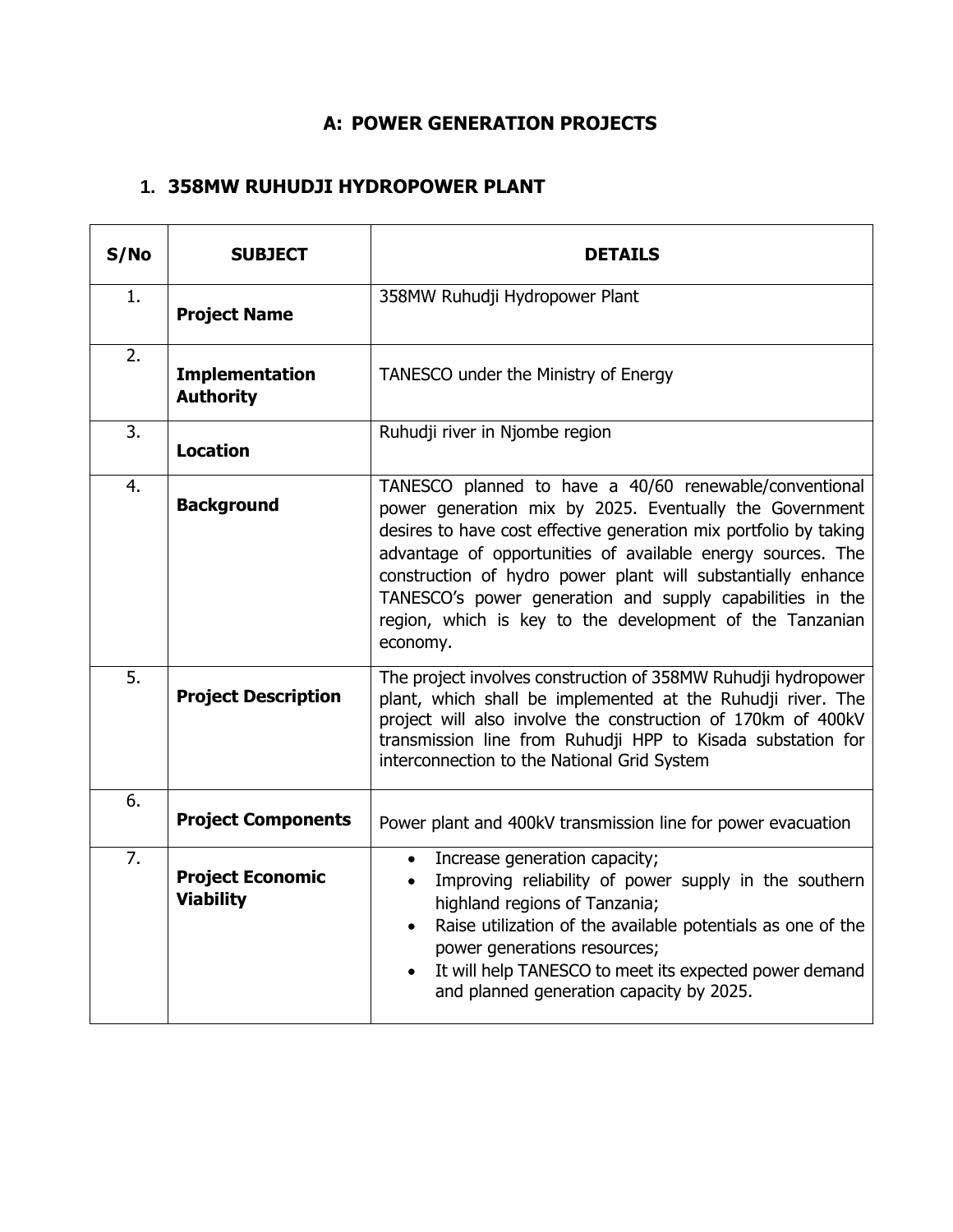# A: POWER GENERATION PROJECTS

## 1. 358MW RUHUDJI HYDROPOWER PLANT

| S/No | SUBJECT | DETAILS |
|---|---|---|
| 1. | **Project Name** | 358MW Ruhudji Hydropower Plant |
| 2. | **Implementation Authority** | TANESCO under the Ministry of Energy |
| 3. | **Location** | Ruhudji river in Njombe region |
| 4. | **Background** | TANESCO planned to have a 40/60 renewable/conventional power generation mix by 2025. Eventually the Government desires to have cost effective generation mix portfolio by taking advantage of opportunities of available energy sources. The construction of hydro power plant will substantially enhance TANESCO's power generation and supply capabilities in the region, which is key to the development of the Tanzanian economy. |
| 5. | **Project Description** | The project involves construction of 358MW Ruhudji hydropower plant, which shall be implemented at the Ruhudji river. The project will also involve the construction of 170km of 400kV transmission line from Ruhudji HPP to Kisada substation for interconnection to the National Grid System |
| 6. | **Project Components** | Power plant and 400kV transmission line for power evacuation |
| 7. | **Project Economic Viability** | • Increase generation capacity;<br>• Improving reliability of power supply in the southern highland regions of Tanzania;<br>• Raise utilization of the available potentials as one of the power generations resources;<br>• It will help TANESCO to meet its expected power demand and planned generation capacity by 2025. |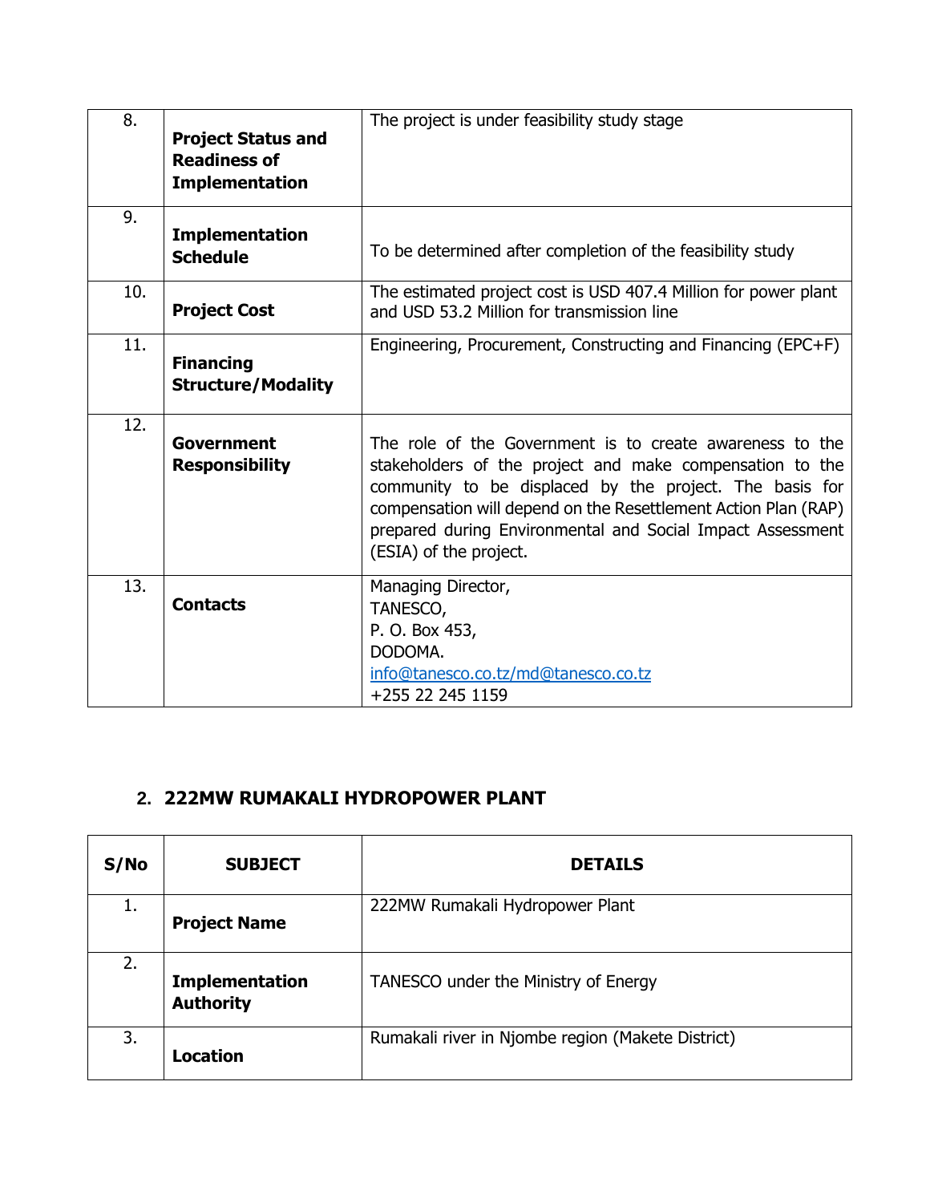| | | |
|---|---|---|
| 8. | **Project Status and Readiness of Implementation** | The project is under feasibility study stage |
| 9. | **Implementation Schedule** | To be determined after completion of the feasibility study |
| 10. | **Project Cost** | The estimated project cost is USD 407.4 Million for power plant and USD 53.2 Million for transmission line |
| 11. | **Financing Structure/Modality** | Engineering, Procurement, Constructing and Financing (EPC+F) |
| 12. | **Government Responsibility** | The role of the Government is to create awareness to the stakeholders of the project and make compensation to the community to be displaced by the project. The basis for compensation will depend on the Resettlement Action Plan (RAP) prepared during Environmental and Social Impact Assessment (ESIA) of the project. |
| 13. | **Contacts** | Managing Director,<br>TANESCO,<br>P. O. Box 453,<br>DODOMA.<br>info@tanesco.co.tz/md@tanesco.co.tz<br>+255 22 245 1159 |

## 2. 222MW RUMAKALI HYDROPOWER PLANT

| S/No | SUBJECT | DETAILS |
|---|---|---|
| 1. | **Project Name** | 222MW Rumakali Hydropower Plant |
| 2. | **Implementation Authority** | TANESCO under the Ministry of Energy |
| 3. | **Location** | Rumakali river in Njombe region (Makete District) |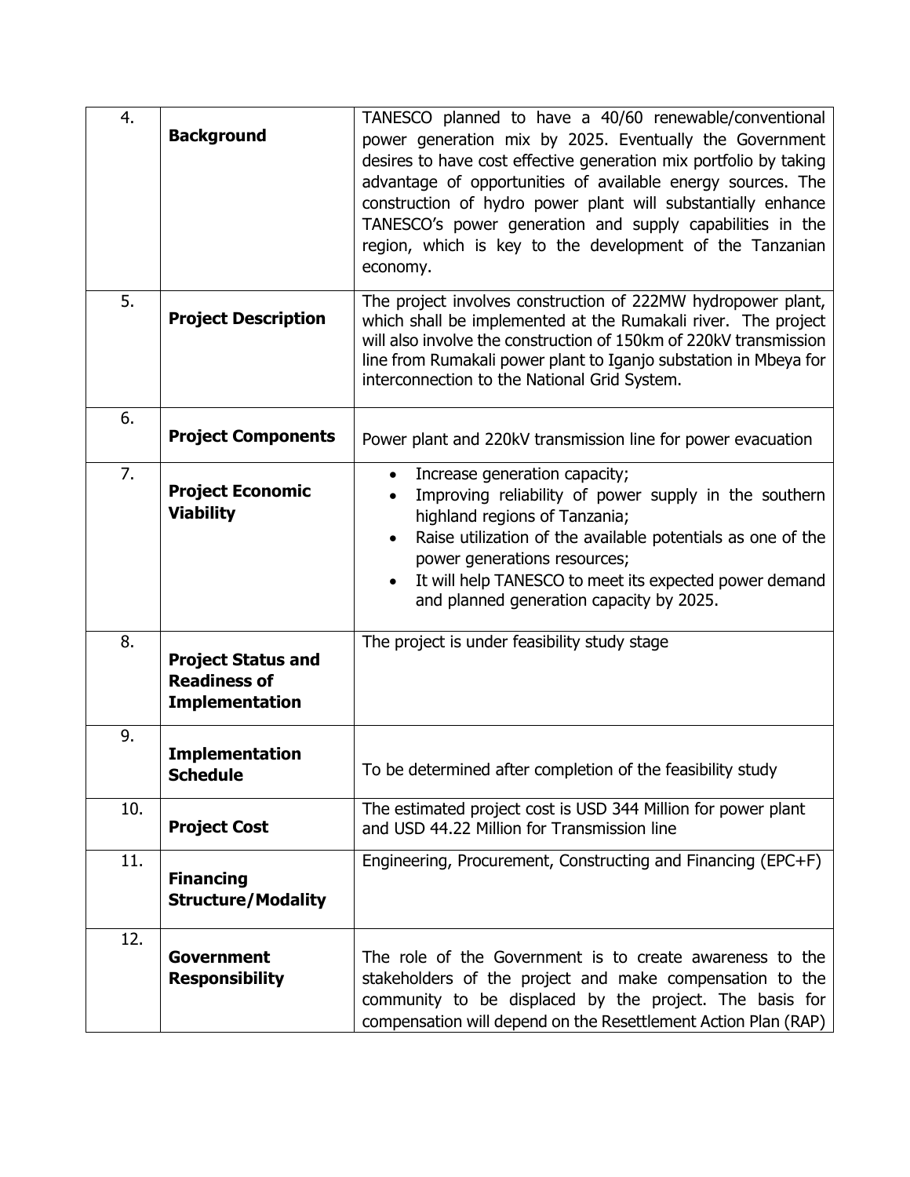| 4. | **Background** | TANESCO planned to have a 40/60 renewable/conventional power generation mix by 2025. Eventually the Government desires to have cost effective generation mix portfolio by taking advantage of opportunities of available energy sources. The construction of hydro power plant will substantially enhance TANESCO's power generation and supply capabilities in the region, which is key to the development of the Tanzanian economy. |
|---|---|---|
| 5. | **Project Description** | The project involves construction of 222MW hydropower plant, which shall be implemented at the Rumakali river. The project will also involve the construction of 150km of 220kV transmission line from Rumakali power plant to Iganjo substation in Mbeya for interconnection to the National Grid System. |
| 6. | **Project Components** | Power plant and 220kV transmission line for power evacuation |
| 7. | **Project Economic Viability** | • Increase generation capacity;<br>• Improving reliability of power supply in the southern highland regions of Tanzania;<br>• Raise utilization of the available potentials as one of the power generations resources;<br>• It will help TANESCO to meet its expected power demand and planned generation capacity by 2025. |
| 8. | **Project Status and Readiness of Implementation** | The project is under feasibility study stage |
| 9. | **Implementation Schedule** | To be determined after completion of the feasibility study |
| 10. | **Project Cost** | The estimated project cost is USD 344 Million for power plant and USD 44.22 Million for Transmission line |
| 11. | **Financing Structure/Modality** | Engineering, Procurement, Constructing and Financing (EPC+F) |
| 12. | **Government Responsibility** | The role of the Government is to create awareness to the stakeholders of the project and make compensation to the community to be displaced by the project. The basis for compensation will depend on the Resettlement Action Plan (RAP) |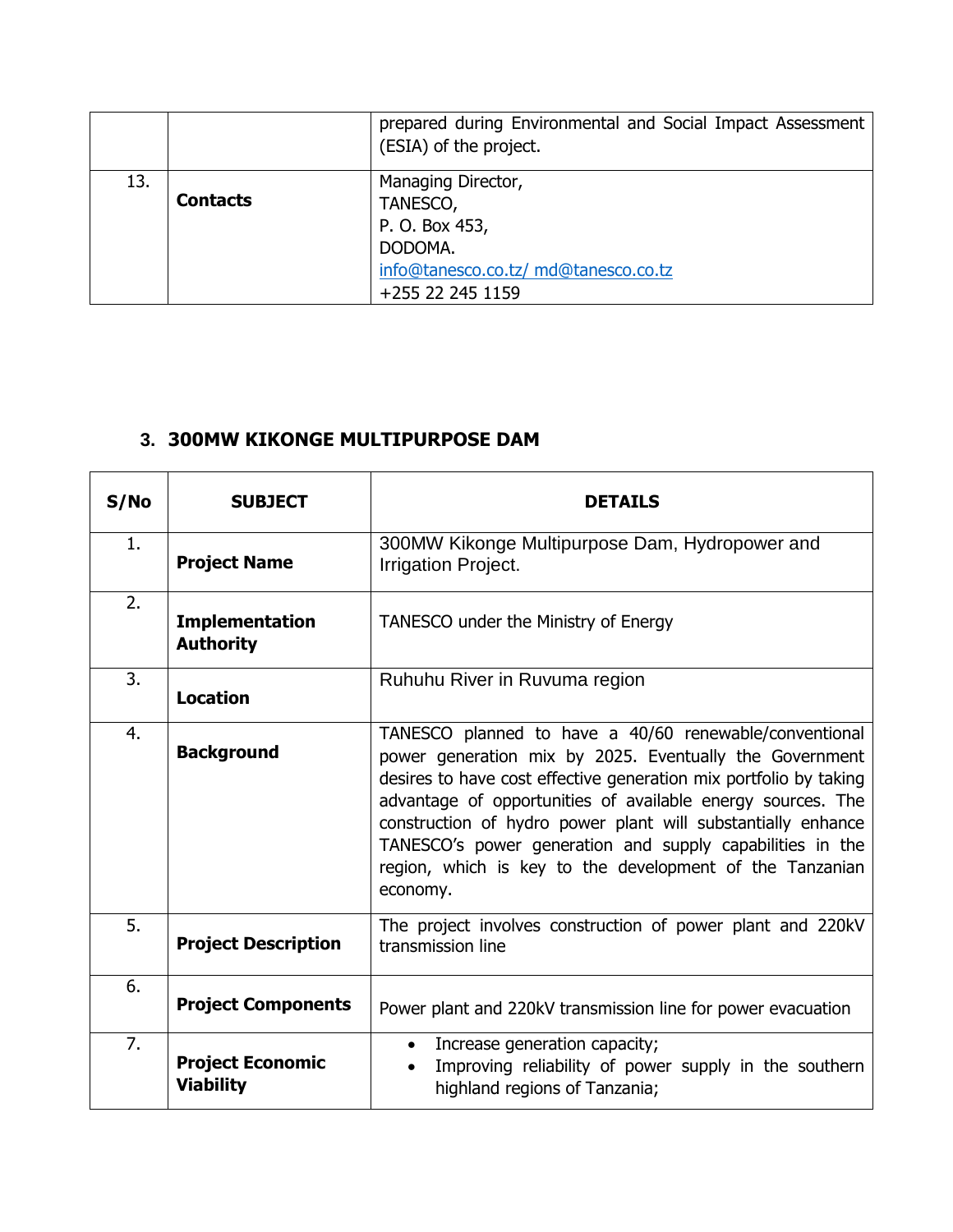| | | prepared during Environmental and Social Impact Assessment (ESIA) of the project. |
|---|---|---|
| 13. | **Contacts** | Managing Director,<br>TANESCO,<br>P. O. Box 453,<br>DODOMA.<br>info@tanesco.co.tz/ md@tanesco.co.tz<br>+255 22 245 1159 |

## 3. 300MW KIKONGE MULTIPURPOSE DAM

| S/No | SUBJECT | DETAILS |
|---|---|---|
| 1. | **Project Name** | 300MW Kikonge Multipurpose Dam, Hydropower and Irrigation Project. |
| 2. | **Implementation Authority** | TANESCO under the Ministry of Energy |
| 3. | **Location** | Ruhuhu River in Ruvuma region |
| 4. | **Background** | TANESCO planned to have a 40/60 renewable/conventional power generation mix by 2025. Eventually the Government desires to have cost effective generation mix portfolio by taking advantage of opportunities of available energy sources. The construction of hydro power plant will substantially enhance TANESCO's power generation and supply capabilities in the region, which is key to the development of the Tanzanian economy. |
| 5. | **Project Description** | The project involves construction of power plant and 220kV transmission line |
| 6. | **Project Components** | Power plant and 220kV transmission line for power evacuation |
| 7. | **Project Economic Viability** | • Increase generation capacity;<br>• Improving reliability of power supply in the southern highland regions of Tanzania; |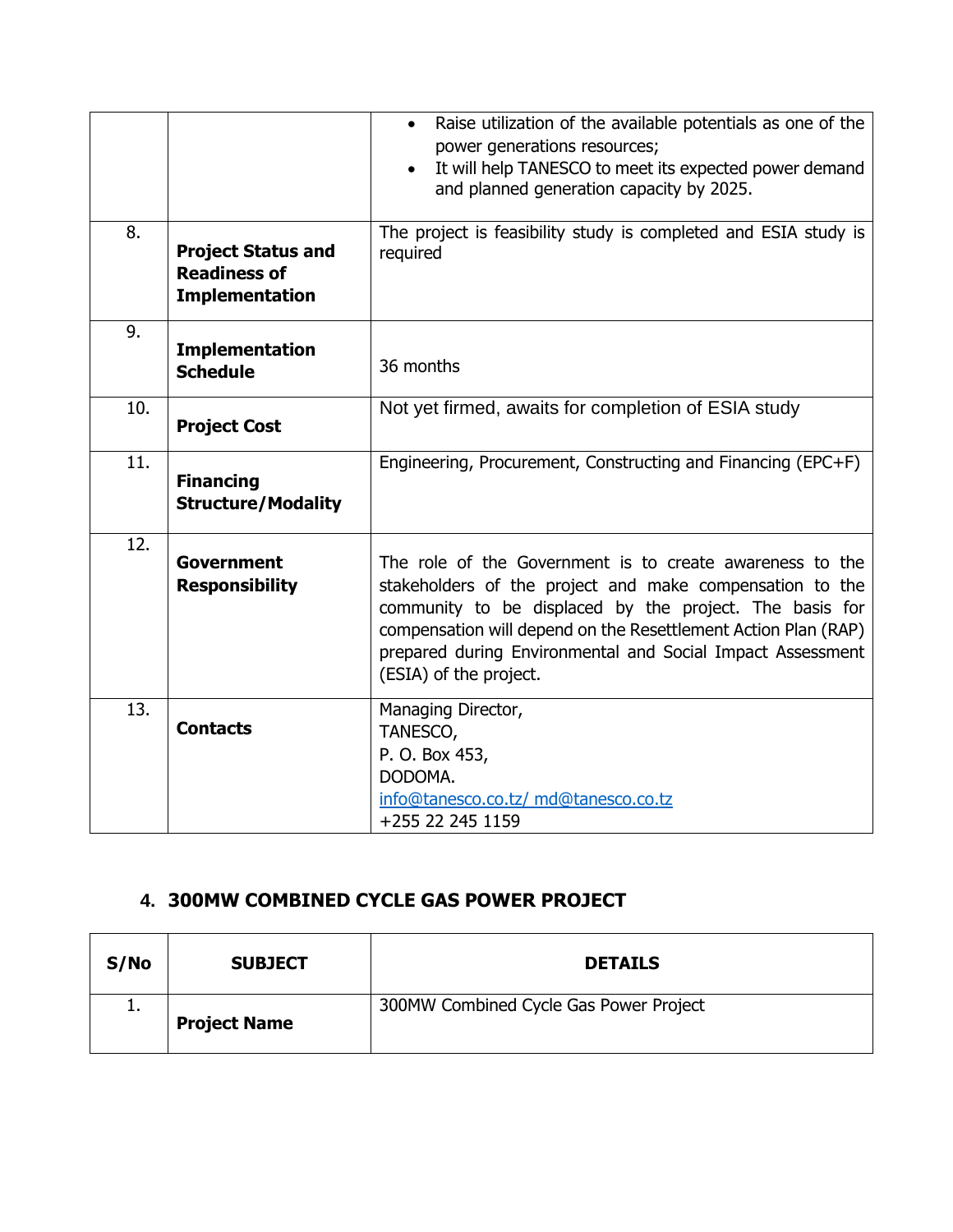| | | |
|---|---|---|
| | | • Raise utilization of the available potentials as one of the power generations resources;<br>• It will help TANESCO to meet its expected power demand and planned generation capacity by 2025. |
| 8. | **Project Status and Readiness of Implementation** | The project is feasibility study is completed and ESIA study is required |
| 9. | **Implementation Schedule** | 36 months |
| 10. | **Project Cost** | Not yet firmed, awaits for completion of ESIA study |
| 11. | **Financing Structure/Modality** | Engineering, Procurement, Constructing and Financing (EPC+F) |
| 12. | **Government Responsibility** | The role of the Government is to create awareness to the stakeholders of the project and make compensation to the community to be displaced by the project. The basis for compensation will depend on the Resettlement Action Plan (RAP) prepared during Environmental and Social Impact Assessment (ESIA) of the project. |
| 13. | **Contacts** | Managing Director,<br>TANESCO,<br>P. O. Box 453,<br>DODOMA.<br>info@tanesco.co.tz/ md@tanesco.co.tz<br>+255 22 245 1159 |

## 4. 300MW COMBINED CYCLE GAS POWER PROJECT

| S/No | SUBJECT | DETAILS |
|---|---|---|
| 1. | **Project Name** | 300MW Combined Cycle Gas Power Project |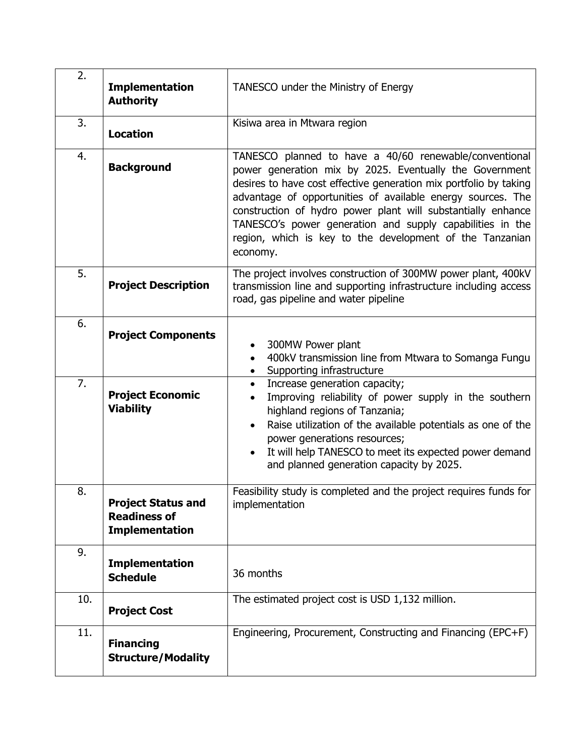| | | |
|---|---|---|
| 2. | **Implementation Authority** | TANESCO under the Ministry of Energy |
| 3. | **Location** | Kisiwa area in Mtwara region |
| 4. | **Background** | TANESCO planned to have a 40/60 renewable/conventional power generation mix by 2025. Eventually the Government desires to have cost effective generation mix portfolio by taking advantage of opportunities of available energy sources. The construction of hydro power plant will substantially enhance TANESCO's power generation and supply capabilities in the region, which is key to the development of the Tanzanian economy. |
| 5. | **Project Description** | The project involves construction of 300MW power plant, 400kV transmission line and supporting infrastructure including access road, gas pipeline and water pipeline |
| 6. | **Project Components** | • 300MW Power plant<br>• 400kV transmission line from Mtwara to Somanga Fungu<br>• Supporting infrastructure |
| 7. | **Project Economic Viability** | • Increase generation capacity;<br>• Improving reliability of power supply in the southern highland regions of Tanzania;<br>• Raise utilization of the available potentials as one of the power generations resources;<br>• It will help TANESCO to meet its expected power demand and planned generation capacity by 2025. |
| 8. | **Project Status and Readiness of Implementation** | Feasibility study is completed and the project requires funds for implementation |
| 9. | **Implementation Schedule** | 36 months |
| 10. | **Project Cost** | The estimated project cost is USD 1,132 million. |
| 11. | **Financing Structure/Modality** | Engineering, Procurement, Constructing and Financing (EPC+F) |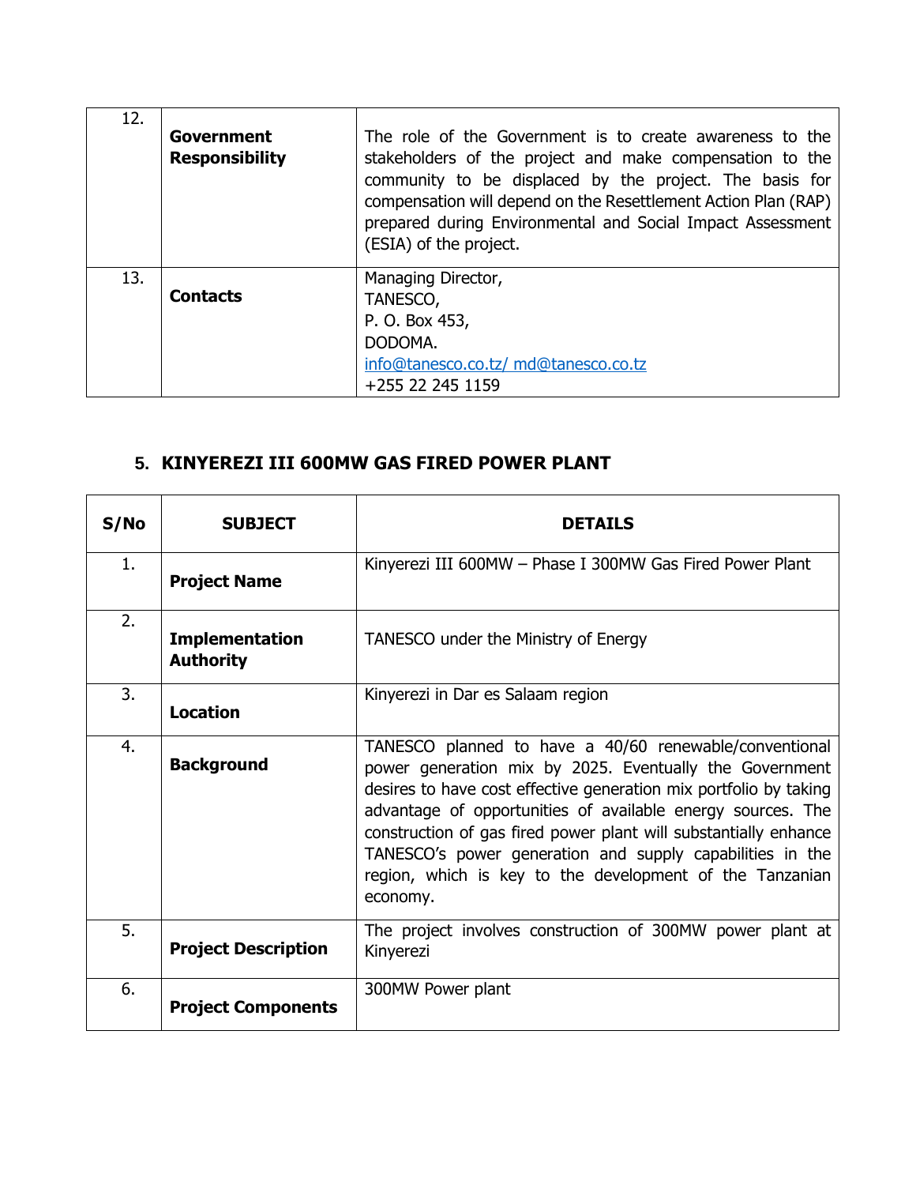| | | |
|---|---|---|
| 12. | **Government Responsibility** | The role of the Government is to create awareness to the stakeholders of the project and make compensation to the community to be displaced by the project. The basis for compensation will depend on the Resettlement Action Plan (RAP) prepared during Environmental and Social Impact Assessment (ESIA) of the project. |
| 13. | **Contacts** | Managing Director,<br>TANESCO,<br>P. O. Box 453,<br>DODOMA.<br>info@tanesco.co.tz/ md@tanesco.co.tz<br>+255 22 245 1159 |

## 5. KINYEREZI III 600MW GAS FIRED POWER PLANT

| S/No | SUBJECT | DETAILS |
|---|---|---|
| 1. | **Project Name** | Kinyerezi III 600MW – Phase I 300MW Gas Fired Power Plant |
| 2. | **Implementation Authority** | TANESCO under the Ministry of Energy |
| 3. | **Location** | Kinyerezi in Dar es Salaam region |
| 4. | **Background** | TANESCO planned to have a 40/60 renewable/conventional power generation mix by 2025. Eventually the Government desires to have cost effective generation mix portfolio by taking advantage of opportunities of available energy sources. The construction of gas fired power plant will substantially enhance TANESCO's power generation and supply capabilities in the region, which is key to the development of the Tanzanian economy. |
| 5. | **Project Description** | The project involves construction of 300MW power plant at Kinyerezi |
| 6. | **Project Components** | 300MW Power plant |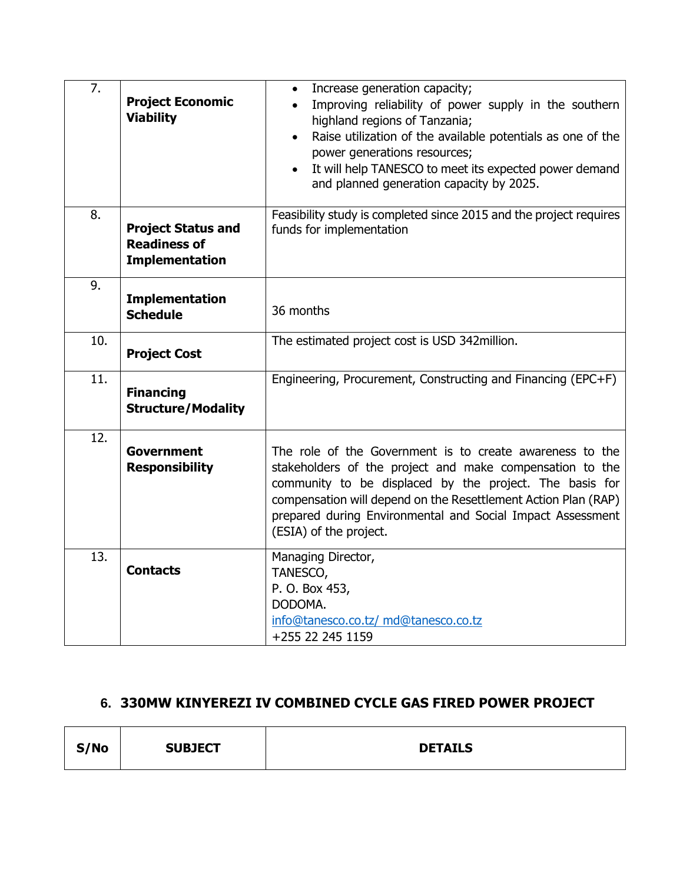| | | |
|---|---|---|
| 7. | **Project Economic Viability** | • Increase generation capacity;<br>• Improving reliability of power supply in the southern highland regions of Tanzania;<br>• Raise utilization of the available potentials as one of the power generations resources;<br>• It will help TANESCO to meet its expected power demand and planned generation capacity by 2025. |
| 8. | **Project Status and Readiness of Implementation** | Feasibility study is completed since 2015 and the project requires funds for implementation |
| 9. | **Implementation Schedule** | 36 months |
| 10. | **Project Cost** | The estimated project cost is USD 342million. |
| 11. | **Financing Structure/Modality** | Engineering, Procurement, Constructing and Financing (EPC+F) |
| 12. | **Government Responsibility** | The role of the Government is to create awareness to the stakeholders of the project and make compensation to the community to be displaced by the project. The basis for compensation will depend on the Resettlement Action Plan (RAP) prepared during Environmental and Social Impact Assessment (ESIA) of the project. |
| 13. | **Contacts** | Managing Director,<br>TANESCO,<br>P. O. Box 453,<br>DODOMA.<br>info@tanesco.co.tz/ md@tanesco.co.tz<br>+255 22 245 1159 |

## 6. 330MW KINYEREZI IV COMBINED CYCLE GAS FIRED POWER PROJECT

| S/No | SUBJECT | DETAILS |
|---|---|---|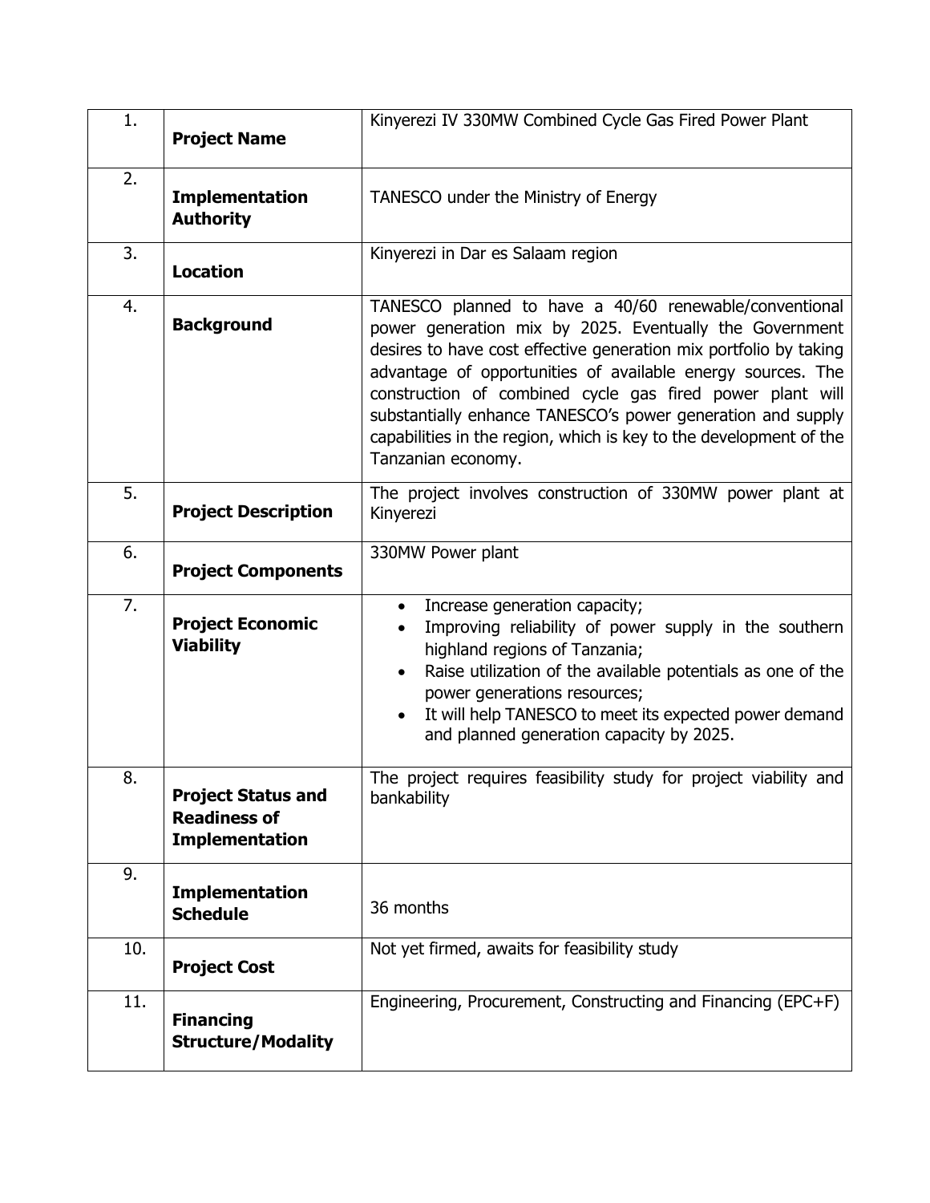| 1. | **Project Name** | Kinyerezi IV 330MW Combined Cycle Gas Fired Power Plant |
|---|---|---|
| 2. | **Implementation Authority** | TANESCO under the Ministry of Energy |
| 3. | **Location** | Kinyerezi in Dar es Salaam region |
| 4. | **Background** | TANESCO planned to have a 40/60 renewable/conventional power generation mix by 2025. Eventually the Government desires to have cost effective generation mix portfolio by taking advantage of opportunities of available energy sources. The construction of combined cycle gas fired power plant will substantially enhance TANESCO's power generation and supply capabilities in the region, which is key to the development of the Tanzanian economy. |
| 5. | **Project Description** | The project involves construction of 330MW power plant at Kinyerezi |
| 6. | **Project Components** | 330MW Power plant |
| 7. | **Project Economic Viability** | • Increase generation capacity;<br>• Improving reliability of power supply in the southern highland regions of Tanzania;<br>• Raise utilization of the available potentials as one of the power generations resources;<br>• It will help TANESCO to meet its expected power demand and planned generation capacity by 2025. |
| 8. | **Project Status and Readiness of Implementation** | The project requires feasibility study for project viability and bankability |
| 9. | **Implementation Schedule** | 36 months |
| 10. | **Project Cost** | Not yet firmed, awaits for feasibility study |
| 11. | **Financing Structure/Modality** | Engineering, Procurement, Constructing and Financing (EPC+F) |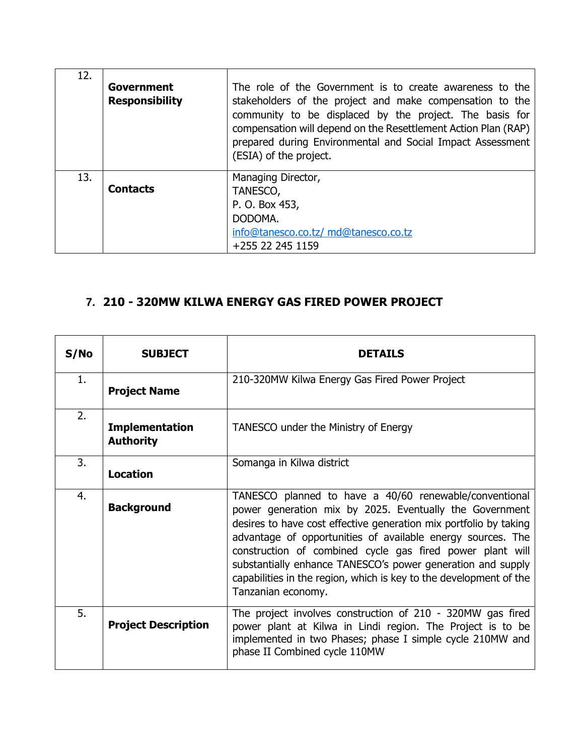| 12. | **Government Responsibility** | The role of the Government is to create awareness to the stakeholders of the project and make compensation to the community to be displaced by the project. The basis for compensation will depend on the Resettlement Action Plan (RAP) prepared during Environmental and Social Impact Assessment (ESIA) of the project. |
|---|---|---|
| 13. | **Contacts** | Managing Director,<br>TANESCO,<br>P. O. Box 453,<br>DODOMA.<br>info@tanesco.co.tz/ md@tanesco.co.tz<br>+255 22 245 1159 |

## 7. 210 - 320MW KILWA ENERGY GAS FIRED POWER PROJECT

| S/No | SUBJECT | DETAILS |
|---|---|---|
| 1. | **Project Name** | 210-320MW Kilwa Energy Gas Fired Power Project |
| 2. | **Implementation Authority** | TANESCO under the Ministry of Energy |
| 3. | **Location** | Somanga in Kilwa district |
| 4. | **Background** | TANESCO planned to have a 40/60 renewable/conventional power generation mix by 2025. Eventually the Government desires to have cost effective generation mix portfolio by taking advantage of opportunities of available energy sources. The construction of combined cycle gas fired power plant will substantially enhance TANESCO's power generation and supply capabilities in the region, which is key to the development of the Tanzanian economy. |
| 5. | **Project Description** | The project involves construction of 210 - 320MW gas fired power plant at Kilwa in Lindi region. The Project is to be implemented in two Phases; phase I simple cycle 210MW and phase II Combined cycle 110MW |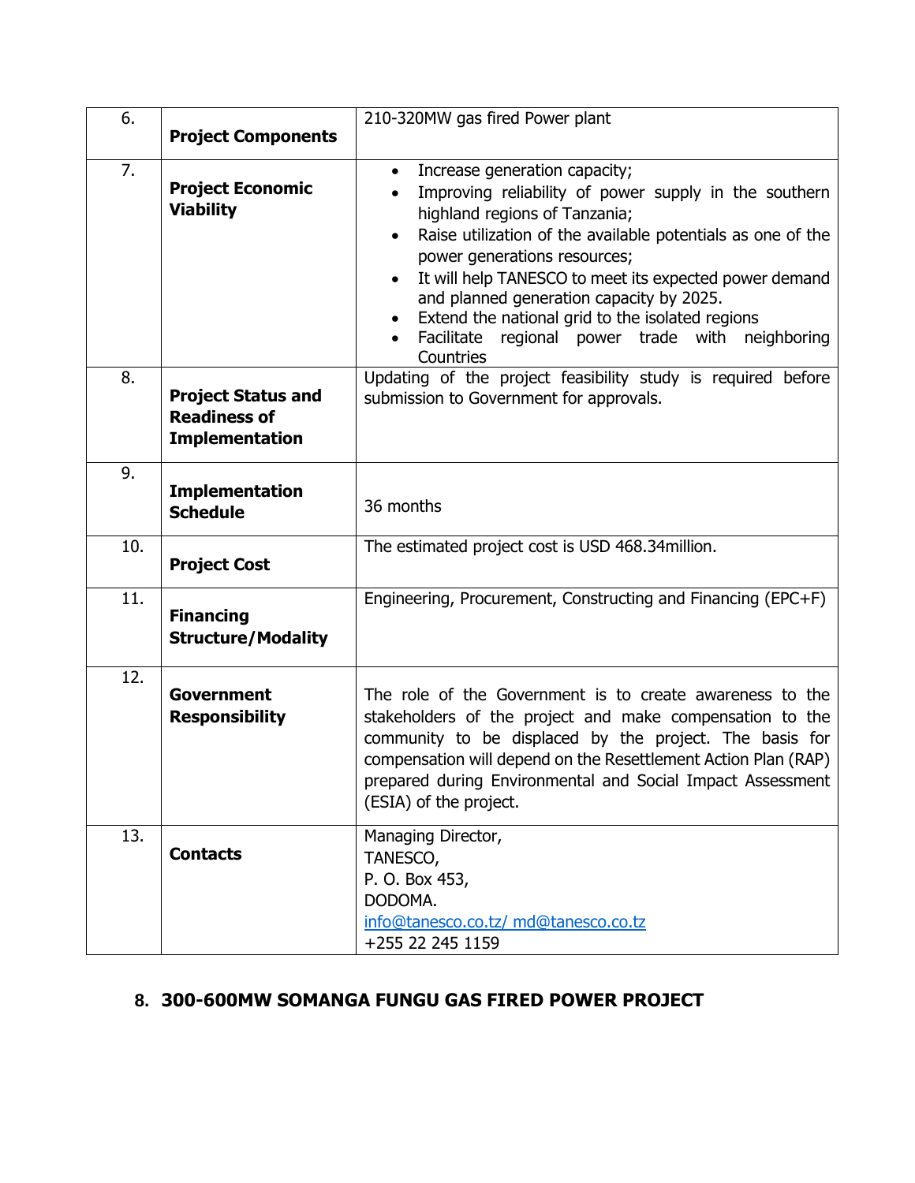| 6. | **Project Components** | 210-320MW gas fired Power plant |
| --- | --- | --- |
| 7. | **Project Economic Viability** | • Increase generation capacity;<br>• Improving reliability of power supply in the southern highland regions of Tanzania;<br>• Raise utilization of the available potentials as one of the power generations resources;<br>• It will help TANESCO to meet its expected power demand and planned generation capacity by 2025.<br>• Extend the national grid to the isolated regions<br>• Facilitate regional power trade with neighboring Countries |
| 8. | **Project Status and Readiness of Implementation** | Updating of the project feasibility study is required before submission to Government for approvals. |
| 9. | **Implementation Schedule** | 36 months |
| 10. | **Project Cost** | The estimated project cost is USD 468.34million. |
| 11. | **Financing Structure/Modality** | Engineering, Procurement, Constructing and Financing (EPC+F) |
| 12. | **Government Responsibility** | The role of the Government is to create awareness to the stakeholders of the project and make compensation to the community to be displaced by the project. The basis for compensation will depend on the Resettlement Action Plan (RAP) prepared during Environmental and Social Impact Assessment (ESIA) of the project. |
| 13. | **Contacts** | Managing Director,<br>TANESCO,<br>P. O. Box 453,<br>DODOMA.<br>info@tanesco.co.tz/ md@tanesco.co.tz<br>+255 22 245 1159 |

## 8. 300-600MW SOMANGA FUNGU GAS FIRED POWER PROJECT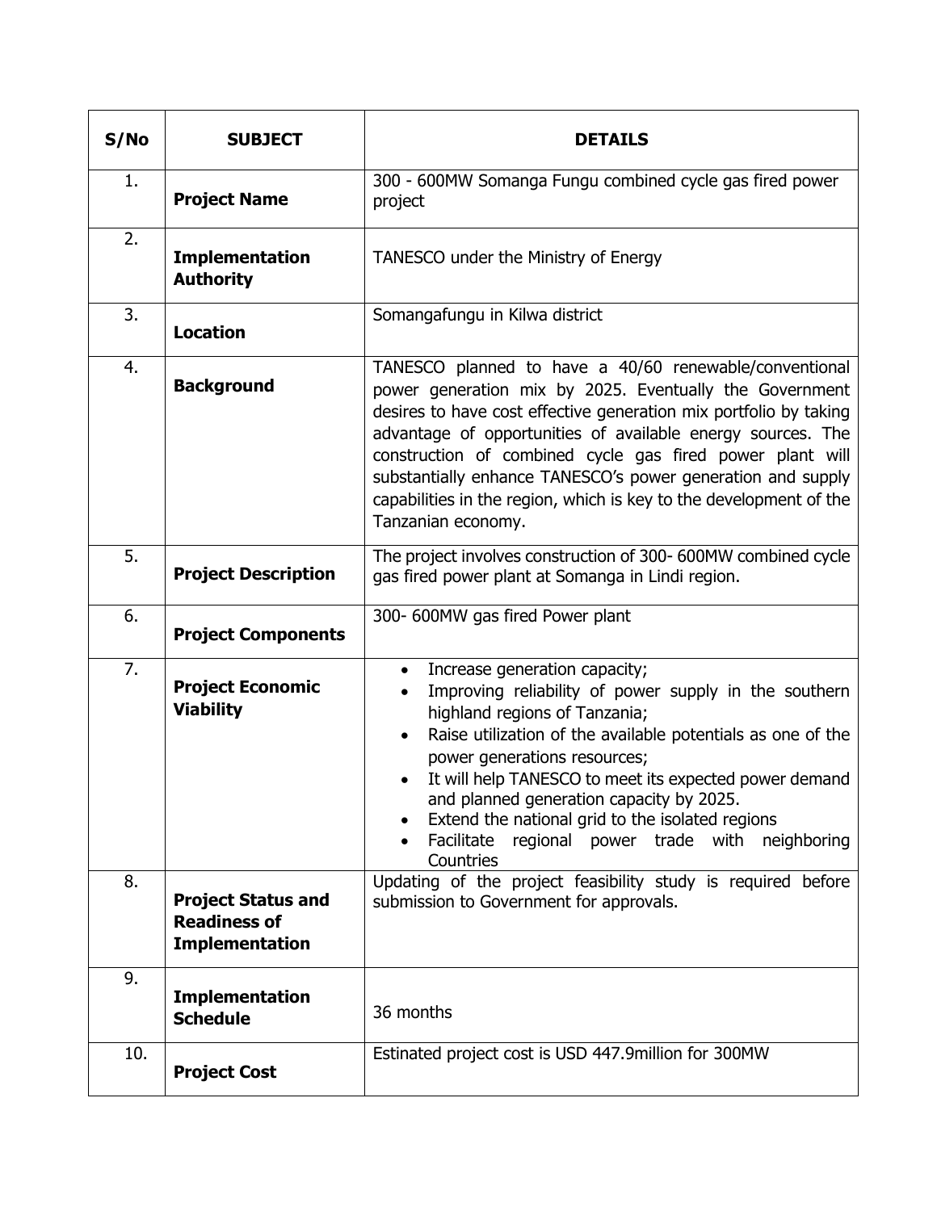| S/No | SUBJECT | DETAILS |
|---|---|---|
| 1. | **Project Name** | 300 - 600MW Somanga Fungu combined cycle gas fired power project |
| 2. | **Implementation Authority** | TANESCO under the Ministry of Energy |
| 3. | **Location** | Somangafungu in Kilwa district |
| 4. | **Background** | TANESCO planned to have a 40/60 renewable/conventional power generation mix by 2025. Eventually the Government desires to have cost effective generation mix portfolio by taking advantage of opportunities of available energy sources. The construction of combined cycle gas fired power plant will substantially enhance TANESCO's power generation and supply capabilities in the region, which is key to the development of the Tanzanian economy. |
| 5. | **Project Description** | The project involves construction of 300- 600MW combined cycle gas fired power plant at Somanga in Lindi region. |
| 6. | **Project Components** | 300- 600MW gas fired Power plant |
| 7. | **Project Economic Viability** | • Increase generation capacity;<br>• Improving reliability of power supply in the southern highland regions of Tanzania;<br>• Raise utilization of the available potentials as one of the power generations resources;<br>• It will help TANESCO to meet its expected power demand and planned generation capacity by 2025.<br>• Extend the national grid to the isolated regions<br>• Facilitate regional power trade with neighboring Countries |
| 8. | **Project Status and Readiness of Implementation** | Updating of the project feasibility study is required before submission to Government for approvals. |
| 9. | **Implementation Schedule** | 36 months |
| 10. | **Project Cost** | Estinated project cost is USD 447.9million for 300MW |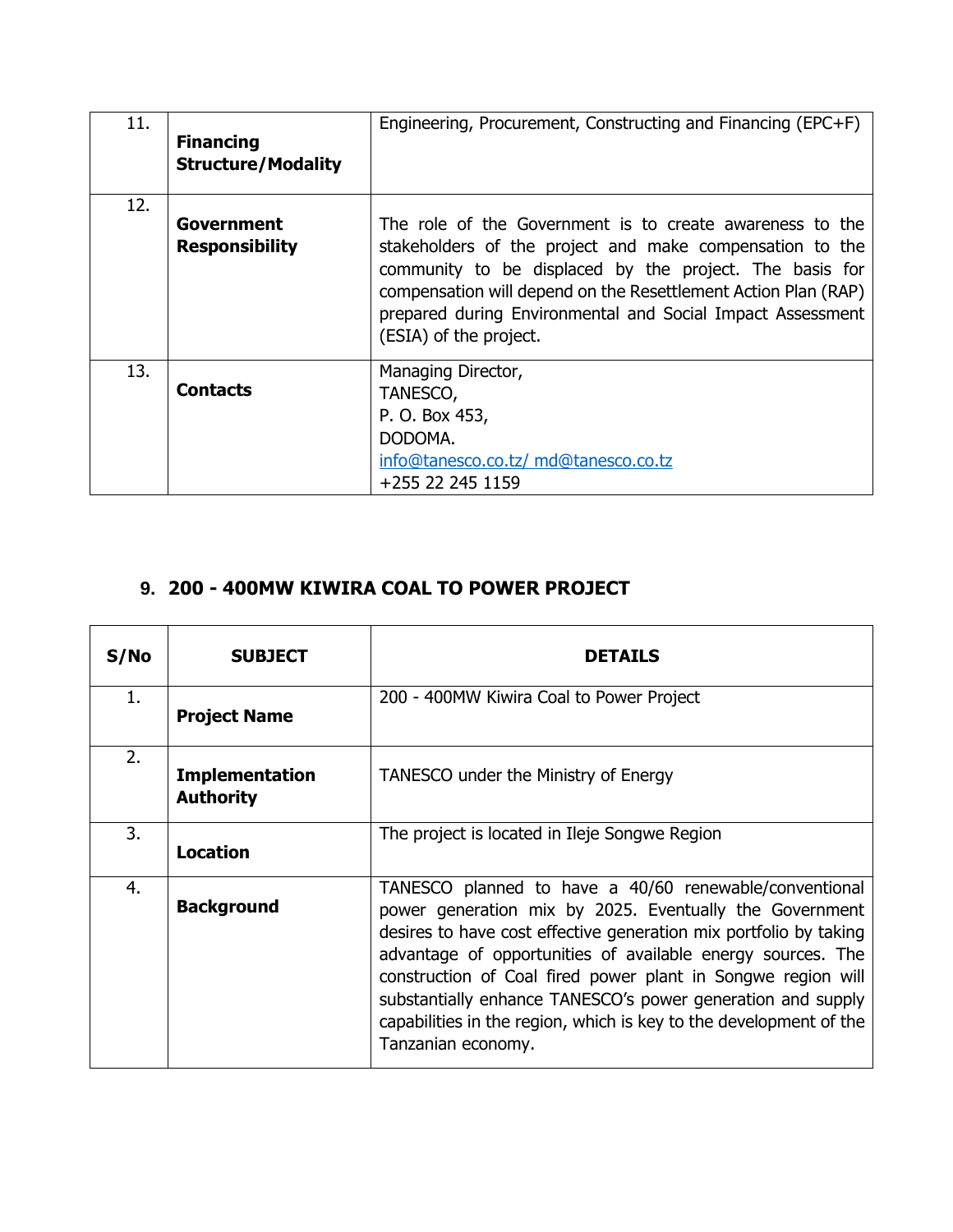| | | |
|---|---|---|
| 11. | **Financing Structure/Modality** | Engineering, Procurement, Constructing and Financing (EPC+F) |
| 12. | **Government Responsibility** | The role of the Government is to create awareness to the stakeholders of the project and make compensation to the community to be displaced by the project. The basis for compensation will depend on the Resettlement Action Plan (RAP) prepared during Environmental and Social Impact Assessment (ESIA) of the project. |
| 13. | **Contacts** | Managing Director,<br>TANESCO,<br>P. O. Box 453,<br>DODOMA.<br>info@tanesco.co.tz/ md@tanesco.co.tz<br>+255 22 245 1159 |

## 9. 200 - 400MW KIWIRA COAL TO POWER PROJECT

| S/No | SUBJECT | DETAILS |
|---|---|---|
| 1. | **Project Name** | 200 - 400MW Kiwira Coal to Power Project |
| 2. | **Implementation Authority** | TANESCO under the Ministry of Energy |
| 3. | **Location** | The project is located in Ileje Songwe Region |
| 4. | **Background** | TANESCO planned to have a 40/60 renewable/conventional power generation mix by 2025. Eventually the Government desires to have cost effective generation mix portfolio by taking advantage of opportunities of available energy sources. The construction of Coal fired power plant in Songwe region will substantially enhance TANESCO's power generation and supply capabilities in the region, which is key to the development of the Tanzanian economy. |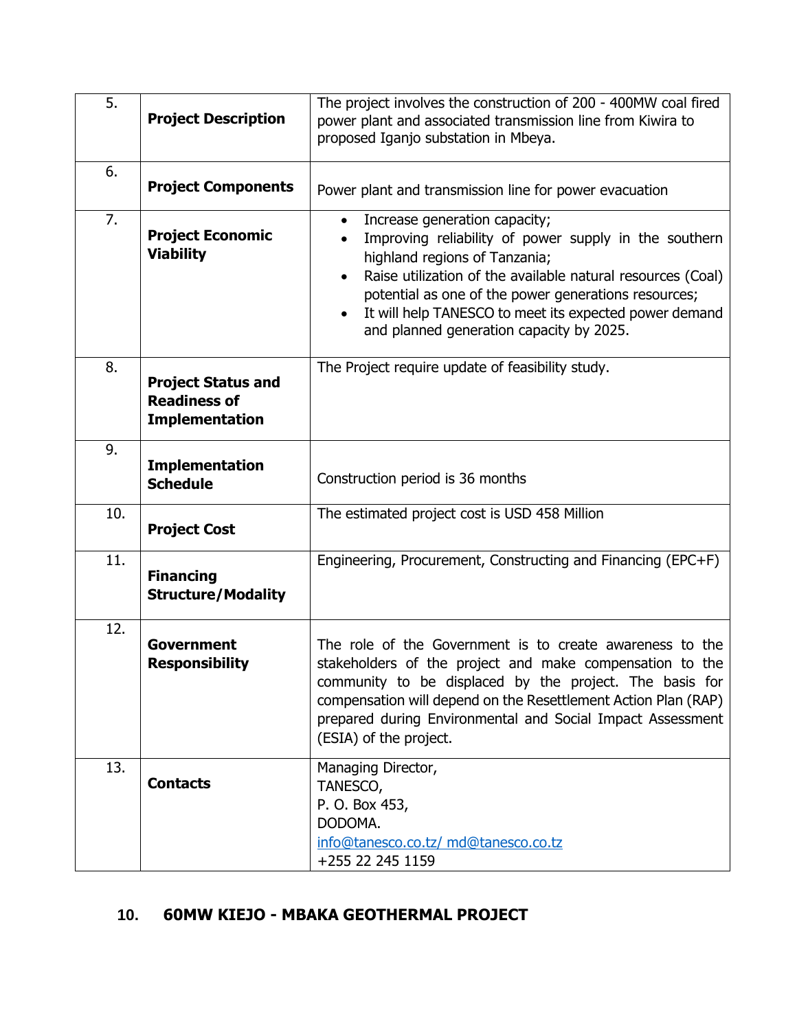| | | |
|---|---|---|
| 5. | **Project Description** | The project involves the construction of 200 - 400MW coal fired power plant and associated transmission line from Kiwira to proposed Iganjo substation in Mbeya. |
| 6. | **Project Components** | Power plant and transmission line for power evacuation |
| 7. | **Project Economic Viability** | • Increase generation capacity;<br>• Improving reliability of power supply in the southern highland regions of Tanzania;<br>• Raise utilization of the available natural resources (Coal) potential as one of the power generations resources;<br>• It will help TANESCO to meet its expected power demand and planned generation capacity by 2025. |
| 8. | **Project Status and Readiness of Implementation** | The Project require update of feasibility study. |
| 9. | **Implementation Schedule** | Construction period is 36 months |
| 10. | **Project Cost** | The estimated project cost is USD 458 Million |
| 11. | **Financing Structure/Modality** | Engineering, Procurement, Constructing and Financing (EPC+F) |
| 12. | **Government Responsibility** | The role of the Government is to create awareness to the stakeholders of the project and make compensation to the community to be displaced by the project. The basis for compensation will depend on the Resettlement Action Plan (RAP) prepared during Environmental and Social Impact Assessment (ESIA) of the project. |
| 13. | **Contacts** | Managing Director,<br>TANESCO,<br>P. O. Box 453,<br>DODOMA.<br>info@tanesco.co.tz/ md@tanesco.co.tz<br>+255 22 245 1159 |

## 10. 60MW KIEJO - MBAKA GEOTHERMAL PROJECT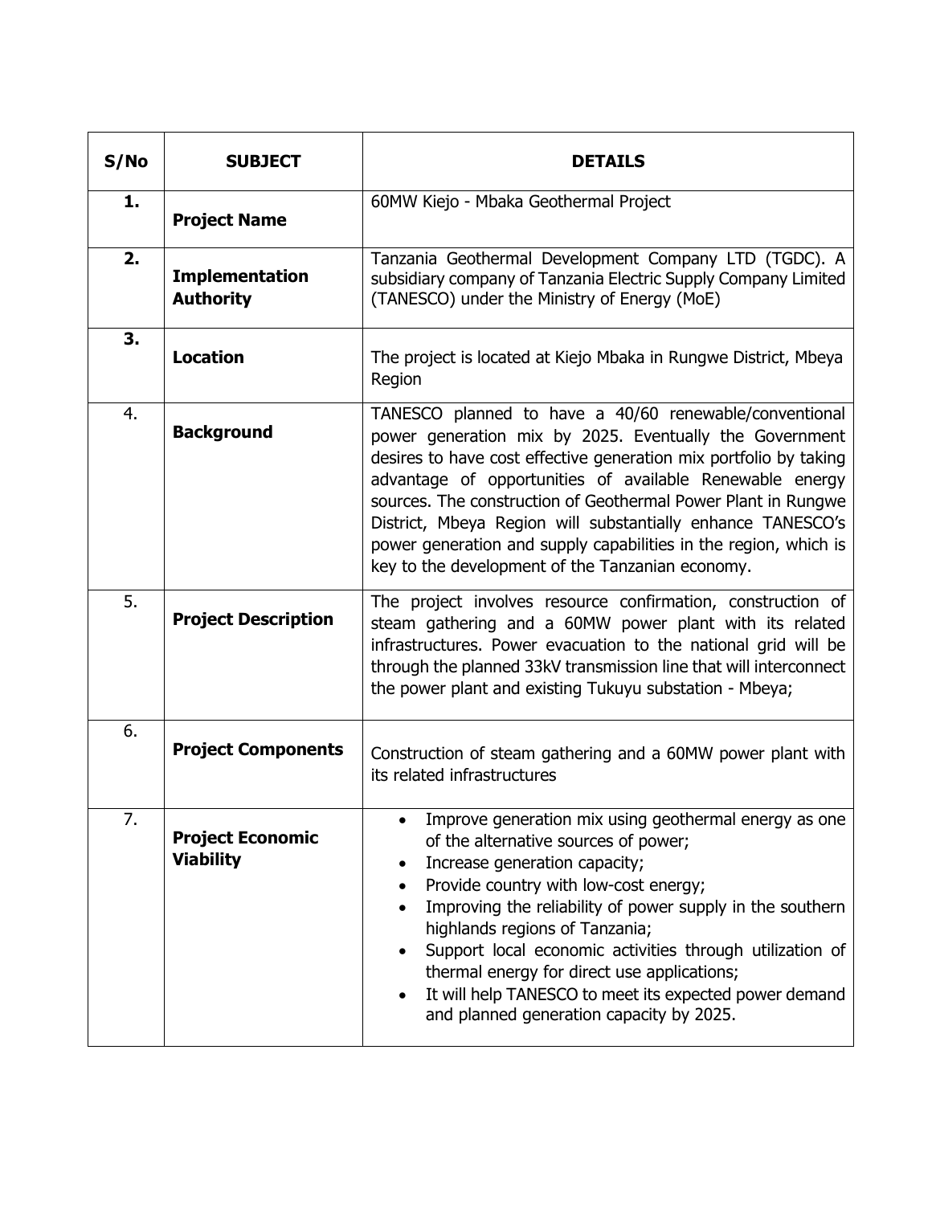| S/No | SUBJECT | DETAILS |
|---|---|---|
| **1.** | **Project Name** | 60MW Kiejo - Mbaka Geothermal Project |
| **2.** | **Implementation Authority** | Tanzania Geothermal Development Company LTD (TGDC). A subsidiary company of Tanzania Electric Supply Company Limited (TANESCO) under the Ministry of Energy (MoE) |
| **3.** | **Location** | The project is located at Kiejo Mbaka in Rungwe District, Mbeya Region |
| 4. | **Background** | TANESCO planned to have a 40/60 renewable/conventional power generation mix by 2025. Eventually the Government desires to have cost effective generation mix portfolio by taking advantage of opportunities of available Renewable energy sources. The construction of Geothermal Power Plant in Rungwe District, Mbeya Region will substantially enhance TANESCO's power generation and supply capabilities in the region, which is key to the development of the Tanzanian economy. |
| 5. | **Project Description** | The project involves resource confirmation, construction of steam gathering and a 60MW power plant with its related infrastructures. Power evacuation to the national grid will be through the planned 33kV transmission line that will interconnect the power plant and existing Tukuyu substation - Mbeya; |
| 6. | **Project Components** | Construction of steam gathering and a 60MW power plant with its related infrastructures |
| 7. | **Project Economic Viability** | • Improve generation mix using geothermal energy as one of the alternative sources of power;<br>• Increase generation capacity;<br>• Provide country with low-cost energy;<br>• Improving the reliability of power supply in the southern highlands regions of Tanzania;<br>• Support local economic activities through utilization of thermal energy for direct use applications;<br>• It will help TANESCO to meet its expected power demand and planned generation capacity by 2025. |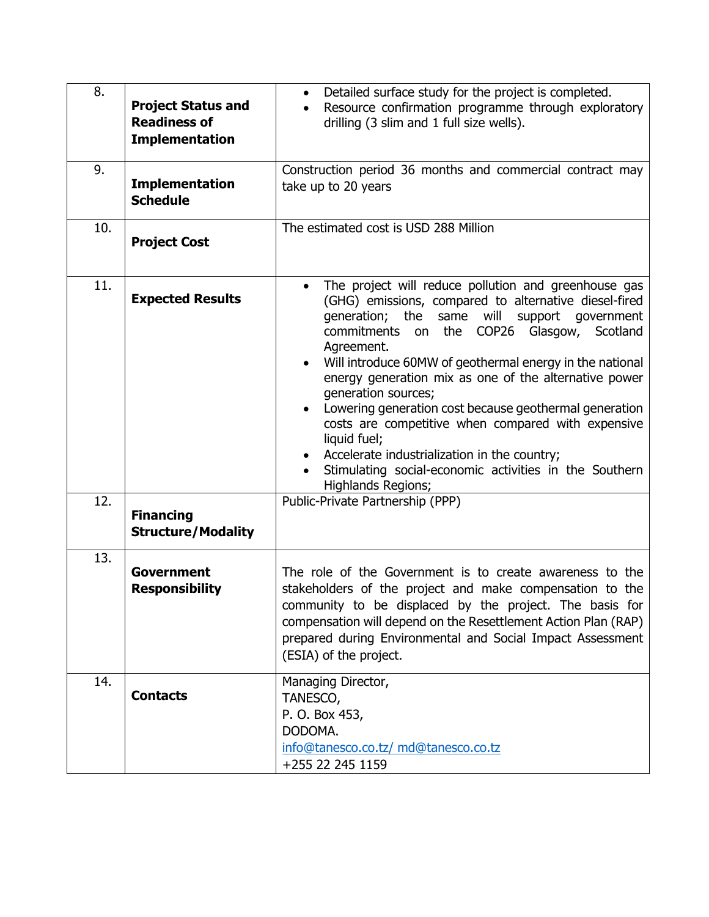| 8. | **Project Status and Readiness of Implementation** | • Detailed surface study for the project is completed.<br>• Resource confirmation programme through exploratory drilling (3 slim and 1 full size wells). |
|---|---|---|
| 9. | **Implementation Schedule** | Construction period 36 months and commercial contract may take up to 20 years |
| 10. | **Project Cost** | The estimated cost is USD 288 Million |
| 11. | **Expected Results** | • The project will reduce pollution and greenhouse gas (GHG) emissions, compared to alternative diesel-fired generation; the same will support government commitments on the COP26 Glasgow, Scotland Agreement.<br>• Will introduce 60MW of geothermal energy in the national energy generation mix as one of the alternative power generation sources;<br>• Lowering generation cost because geothermal generation costs are competitive when compared with expensive liquid fuel;<br>• Accelerate industrialization in the country;<br>• Stimulating social-economic activities in the Southern Highlands Regions; |
| 12. | **Financing Structure/Modality** | Public-Private Partnership (PPP) |
| 13. | **Government Responsibility** | The role of the Government is to create awareness to the stakeholders of the project and make compensation to the community to be displaced by the project. The basis for compensation will depend on the Resettlement Action Plan (RAP) prepared during Environmental and Social Impact Assessment (ESIA) of the project. |
| 14. | **Contacts** | Managing Director,<br>TANESCO,<br>P. O. Box 453,<br>DODOMA.<br>info@tanesco.co.tz/ md@tanesco.co.tz<br>+255 22 245 1159 |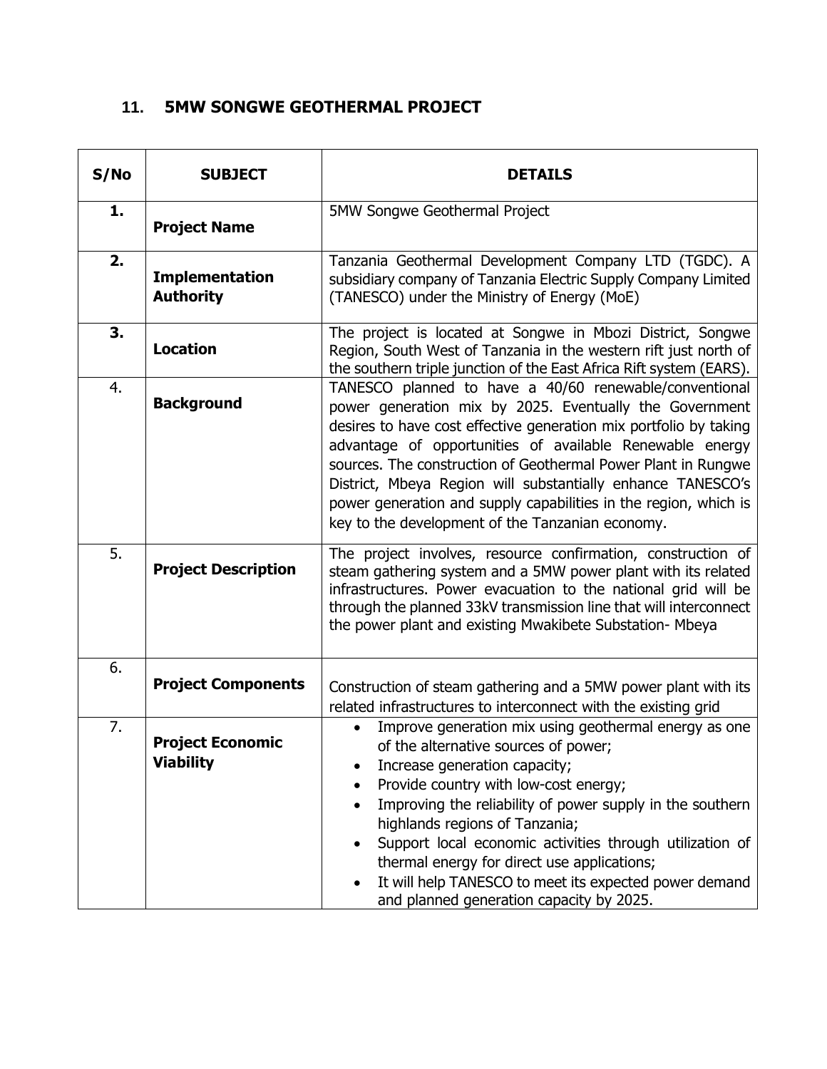## 11. 5MW SONGWE GEOTHERMAL PROJECT

| S/No | SUBJECT | DETAILS |
| --- | --- | --- |
| **1.** | **Project Name** | 5MW Songwe Geothermal Project |
| **2.** | **Implementation Authority** | Tanzania Geothermal Development Company LTD (TGDC). A subsidiary company of Tanzania Electric Supply Company Limited (TANESCO) under the Ministry of Energy (MoE) |
| **3.** | **Location** | The project is located at Songwe in Mbozi District, Songwe Region, South West of Tanzania in the western rift just north of the southern triple junction of the East Africa Rift system (EARS). |
| 4. | **Background** | TANESCO planned to have a 40/60 renewable/conventional power generation mix by 2025. Eventually the Government desires to have cost effective generation mix portfolio by taking advantage of opportunities of available Renewable energy sources. The construction of Geothermal Power Plant in Rungwe District, Mbeya Region will substantially enhance TANESCO's power generation and supply capabilities in the region, which is key to the development of the Tanzanian economy. |
| 5. | **Project Description** | The project involves, resource confirmation, construction of steam gathering system and a 5MW power plant with its related infrastructures. Power evacuation to the national grid will be through the planned 33kV transmission line that will interconnect the power plant and existing Mwakibete Substation- Mbeya |
| 6. | **Project Components** | Construction of steam gathering and a 5MW power plant with its related infrastructures to interconnect with the existing grid |
| 7. | **Project Economic Viability** | • Improve generation mix using geothermal energy as one of the alternative sources of power;<br>• Increase generation capacity;<br>• Provide country with low-cost energy;<br>• Improving the reliability of power supply in the southern highlands regions of Tanzania;<br>• Support local economic activities through utilization of thermal energy for direct use applications;<br>• It will help TANESCO to meet its expected power demand and planned generation capacity by 2025. |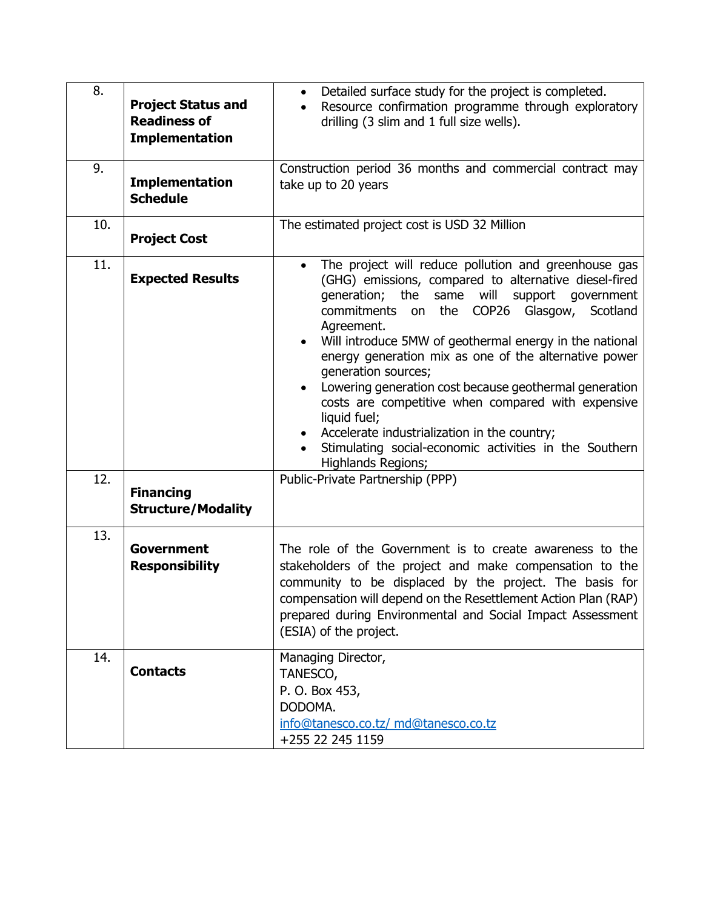| | | |
|---|---|---|
| 8. | **Project Status and Readiness of Implementation** | • Detailed surface study for the project is completed.<br>• Resource confirmation programme through exploratory drilling (3 slim and 1 full size wells). |
| 9. | **Implementation Schedule** | Construction period 36 months and commercial contract may take up to 20 years |
| 10. | **Project Cost** | The estimated project cost is USD 32 Million |
| 11. | **Expected Results** | • The project will reduce pollution and greenhouse gas (GHG) emissions, compared to alternative diesel-fired generation; the same will support government commitments on the COP26 Glasgow, Scotland Agreement.<br>• Will introduce 5MW of geothermal energy in the national energy generation mix as one of the alternative power generation sources;<br>• Lowering generation cost because geothermal generation costs are competitive when compared with expensive liquid fuel;<br>• Accelerate industrialization in the country;<br>• Stimulating social-economic activities in the Southern Highlands Regions; |
| 12. | **Financing Structure/Modality** | Public-Private Partnership (PPP) |
| 13. | **Government Responsibility** | The role of the Government is to create awareness to the stakeholders of the project and make compensation to the community to be displaced by the project. The basis for compensation will depend on the Resettlement Action Plan (RAP) prepared during Environmental and Social Impact Assessment (ESIA) of the project. |
| 14. | **Contacts** | Managing Director,<br>TANESCO,<br>P. O. Box 453,<br>DODOMA.<br>info@tanesco.co.tz/ md@tanesco.co.tz<br>+255 22 245 1159 |